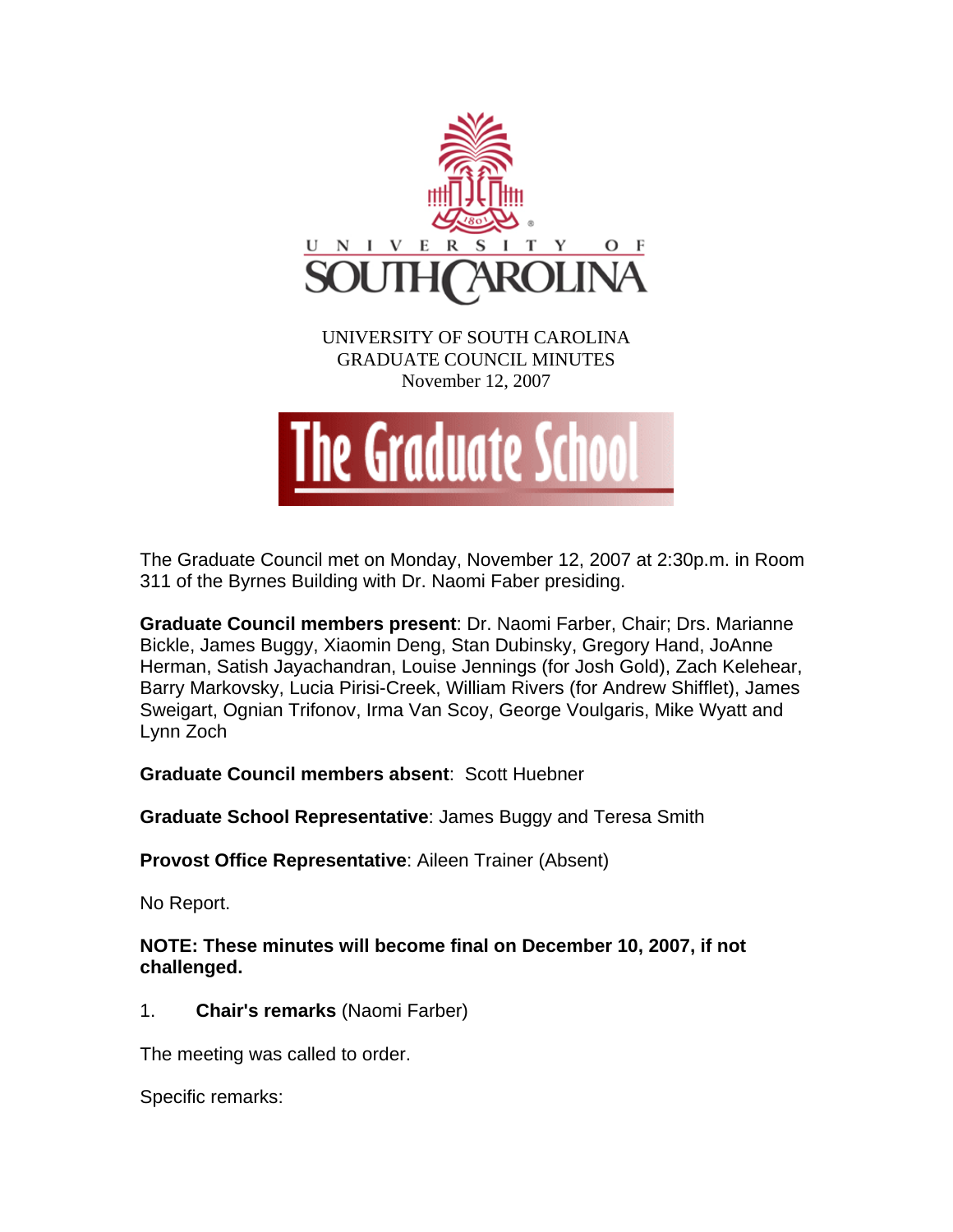UNIVERSITY OF SOUTH CAROLINA
GRADUATE COUNCIL MINUTES
November 12, 2007

The Graduate School

The Graduate Council met on Monday, November 12, 2007 at 2:30p.m. in Room 311 of the Byrnes Building with Dr. Naomi Faber presiding.

**Graduate Council members present**: Dr. Naomi Farber, Chair; Drs. Marianne Bickle, James Buggy, Xiaomin Deng, Stan Dubinsky, Gregory Hand, JoAnne Herman, Satish Jayachandran, Louise Jennings (for Josh Gold), Zach Kelehear, Barry Markovsky, Lucia Pirisi-Creek, William Rivers (for Andrew Shifflet), James Sweigart, Ognian Trifonov, Irma Van Scoy, George Voulgaris, Mike Wyatt and Lynn Zoch

**Graduate Council members absent**: Scott Huebner

**Graduate School Representative**: James Buggy and Teresa Smith

**Provost Office Representative**: Aileen Trainer (Absent)

No Report.

**NOTE: These minutes will become final on December 10, 2007, if not challenged.**

1. **Chair's remarks** (Naomi Farber)

The meeting was called to order.

Specific remarks: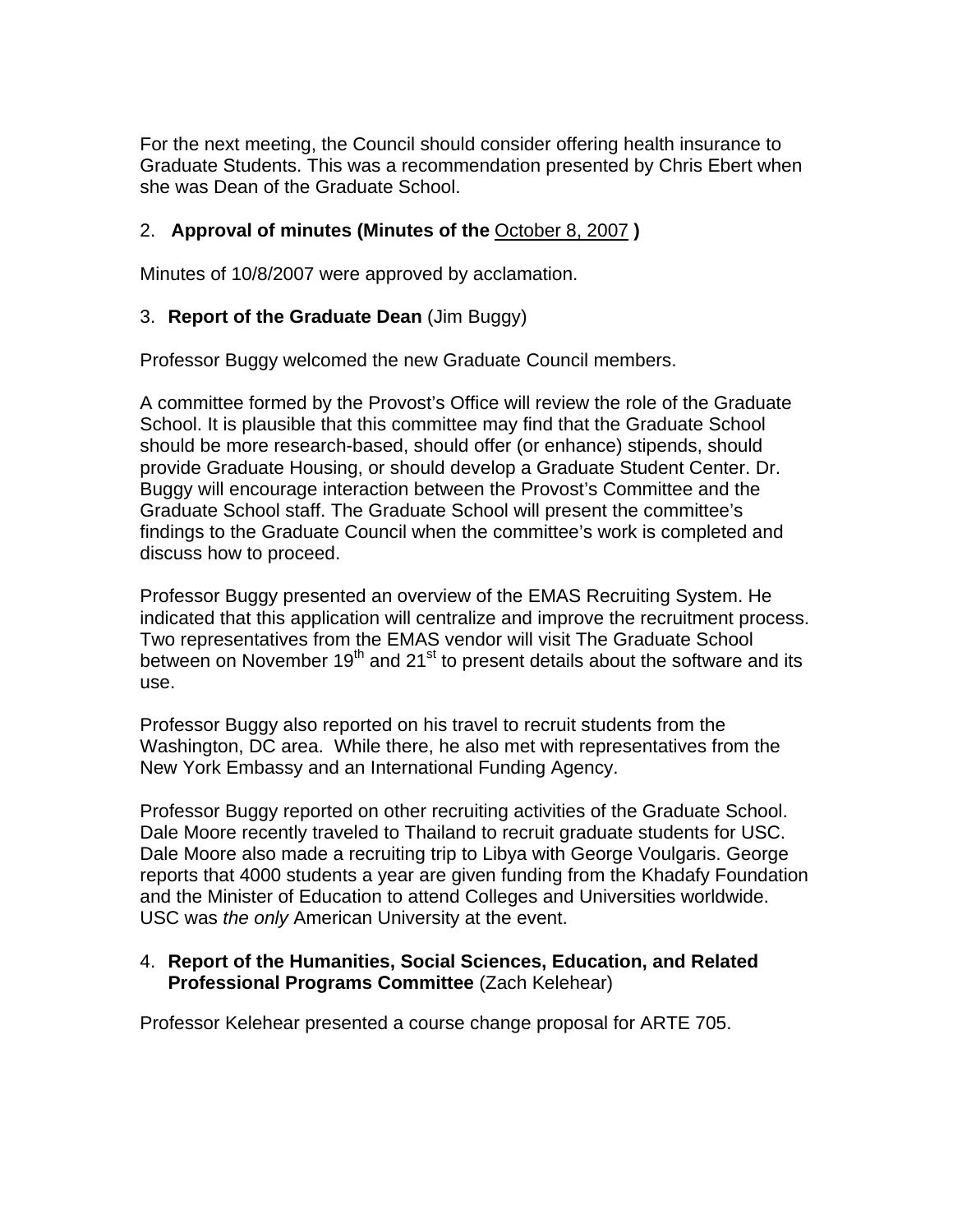For the next meeting, the Council should consider offering health insurance to Graduate Students. This was a recommendation presented by Chris Ebert when she was Dean of the Graduate School.

2. **Approval of minutes (Minutes of the** October 8, 2007 **)**

Minutes of 10/8/2007 were approved by acclamation.

3. **Report of the Graduate Dean** (Jim Buggy)

Professor Buggy welcomed the new Graduate Council members.

A committee formed by the Provost's Office will review the role of the Graduate School. It is plausible that this committee may find that the Graduate School should be more research-based, should offer (or enhance) stipends, should provide Graduate Housing, or should develop a Graduate Student Center. Dr. Buggy will encourage interaction between the Provost's Committee and the Graduate School staff. The Graduate School will present the committee's findings to the Graduate Council when the committee's work is completed and discuss how to proceed.

Professor Buggy presented an overview of the EMAS Recruiting System. He indicated that this application will centralize and improve the recruitment process. Two representatives from the EMAS vendor will visit The Graduate School between on November 19th and 21st to present details about the software and its use.

Professor Buggy also reported on his travel to recruit students from the Washington, DC area. While there, he also met with representatives from the New York Embassy and an International Funding Agency.

Professor Buggy reported on other recruiting activities of the Graduate School. Dale Moore recently traveled to Thailand to recruit graduate students for USC. Dale Moore also made a recruiting trip to Libya with George Voulgaris. George reports that 4000 students a year are given funding from the Khadafy Foundation and the Minister of Education to attend Colleges and Universities worldwide. USC was *the only* American University at the event.

4. **Report of the Humanities, Social Sciences, Education, and Related Professional Programs Committee** (Zach Kelehear)

Professor Kelehear presented a course change proposal for ARTE 705.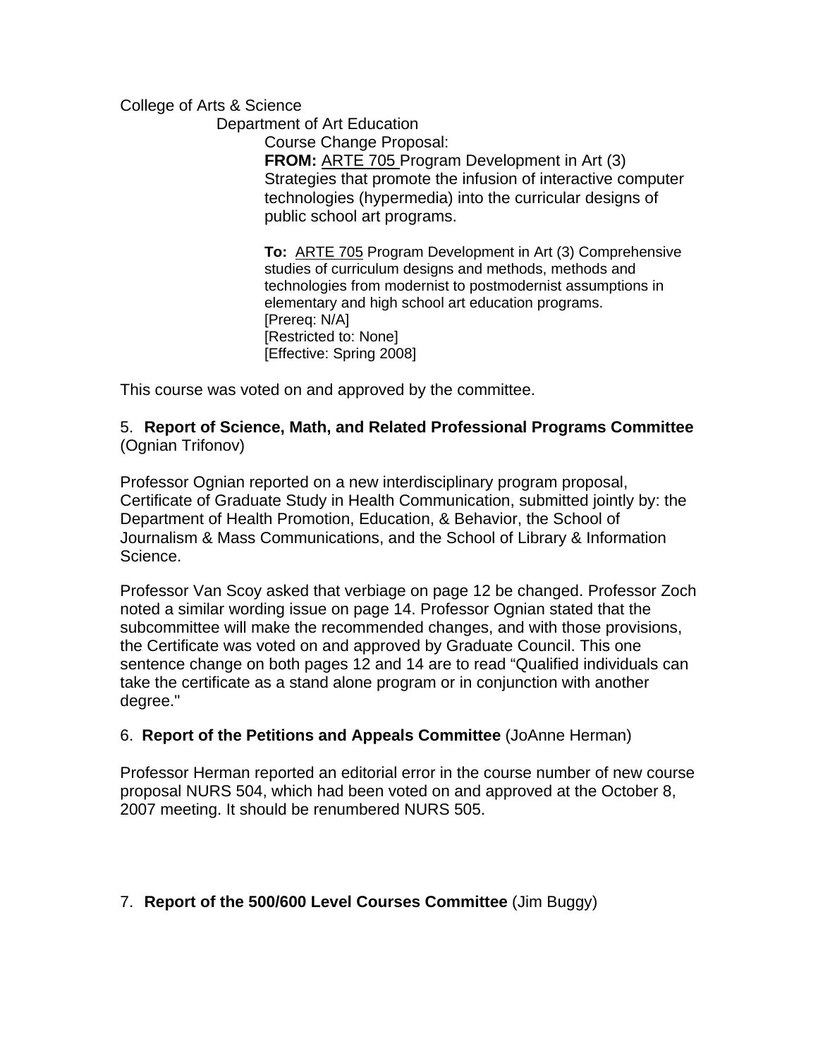College of Arts & Science

Department of Art Education

Course Change Proposal:

**FROM:** ARTE 705 Program Development in Art (3) Strategies that promote the infusion of interactive computer technologies (hypermedia) into the curricular designs of public school art programs.

**To:** ARTE 705 Program Development in Art (3) Comprehensive studies of curriculum designs and methods, methods and technologies from modernist to postmodernist assumptions in elementary and high school art education programs.
[Prereq: N/A]
[Restricted to: None]
[Effective: Spring 2008]

This course was voted on and approved by the committee.

5. **Report of Science, Math, and Related Professional Programs Committee** (Ognian Trifonov)

Professor Ognian reported on a new interdisciplinary program proposal, Certificate of Graduate Study in Health Communication, submitted jointly by: the Department of Health Promotion, Education, & Behavior, the School of Journalism & Mass Communications, and the School of Library & Information Science.

Professor Van Scoy asked that verbiage on page 12 be changed. Professor Zoch noted a similar wording issue on page 14. Professor Ognian stated that the subcommittee will make the recommended changes, and with those provisions, the Certificate was voted on and approved by Graduate Council. This one sentence change on both pages 12 and 14 are to read "Qualified individuals can take the certificate as a stand alone program or in conjunction with another degree."

6. **Report of the Petitions and Appeals Committee** (JoAnne Herman)

Professor Herman reported an editorial error in the course number of new course proposal NURS 504, which had been voted on and approved at the October 8, 2007 meeting. It should be renumbered NURS 505.

7. **Report of the 500/600 Level Courses Committee** (Jim Buggy)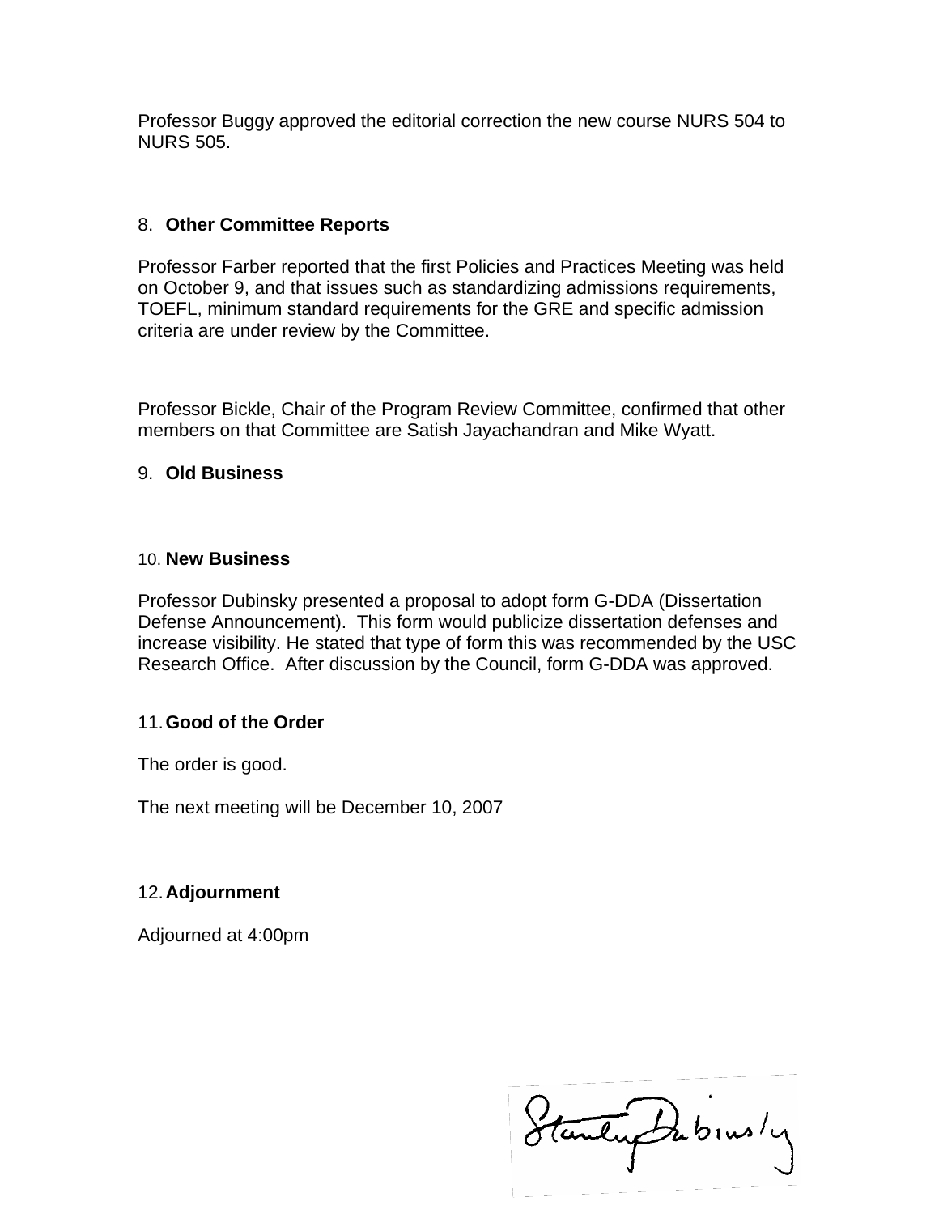Professor Buggy approved the editorial correction the new course NURS 504 to NURS 505.

8. **Other Committee Reports**

Professor Farber reported that the first Policies and Practices Meeting was held on October 9, and that issues such as standardizing admissions requirements, TOEFL, minimum standard requirements for the GRE and specific admission criteria are under review by the Committee.

Professor Bickle, Chair of the Program Review Committee, confirmed that other members on that Committee are Satish Jayachandran and Mike Wyatt.

9. **Old Business**

10. **New Business**

Professor Dubinsky presented a proposal to adopt form G-DDA (Dissertation Defense Announcement). This form would publicize dissertation defenses and increase visibility. He stated that type of form this was recommended by the USC Research Office. After discussion by the Council, form G-DDA was approved.

11. **Good of the Order**

The order is good.

The next meeting will be December 10, 2007

12. **Adjournment**

Adjourned at 4:00pm

Stanley Dubinsky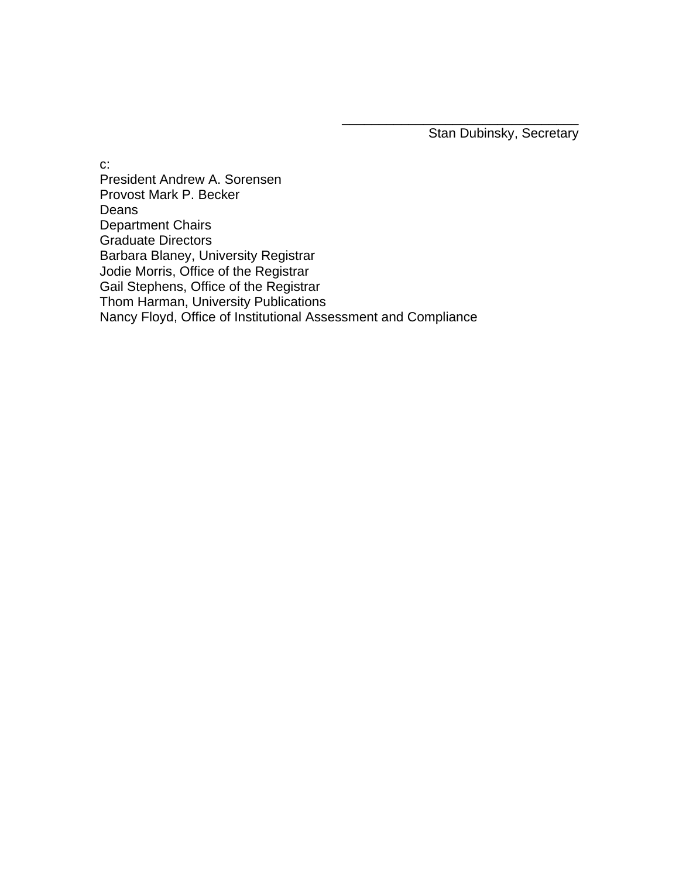\_\_\_\_\_\_\_\_\_\_\_\_\_\_\_\_\_\_\_\_\_\_\_\_\_\_\_\_\_\_\_\_

Stan Dubinsky, Secretary

c:
President Andrew A. Sorensen
Provost Mark P. Becker
Deans
Department Chairs
Graduate Directors
Barbara Blaney, University Registrar
Jodie Morris, Office of the Registrar
Gail Stephens, Office of the Registrar
Thom Harman, University Publications
Nancy Floyd, Office of Institutional Assessment and Compliance